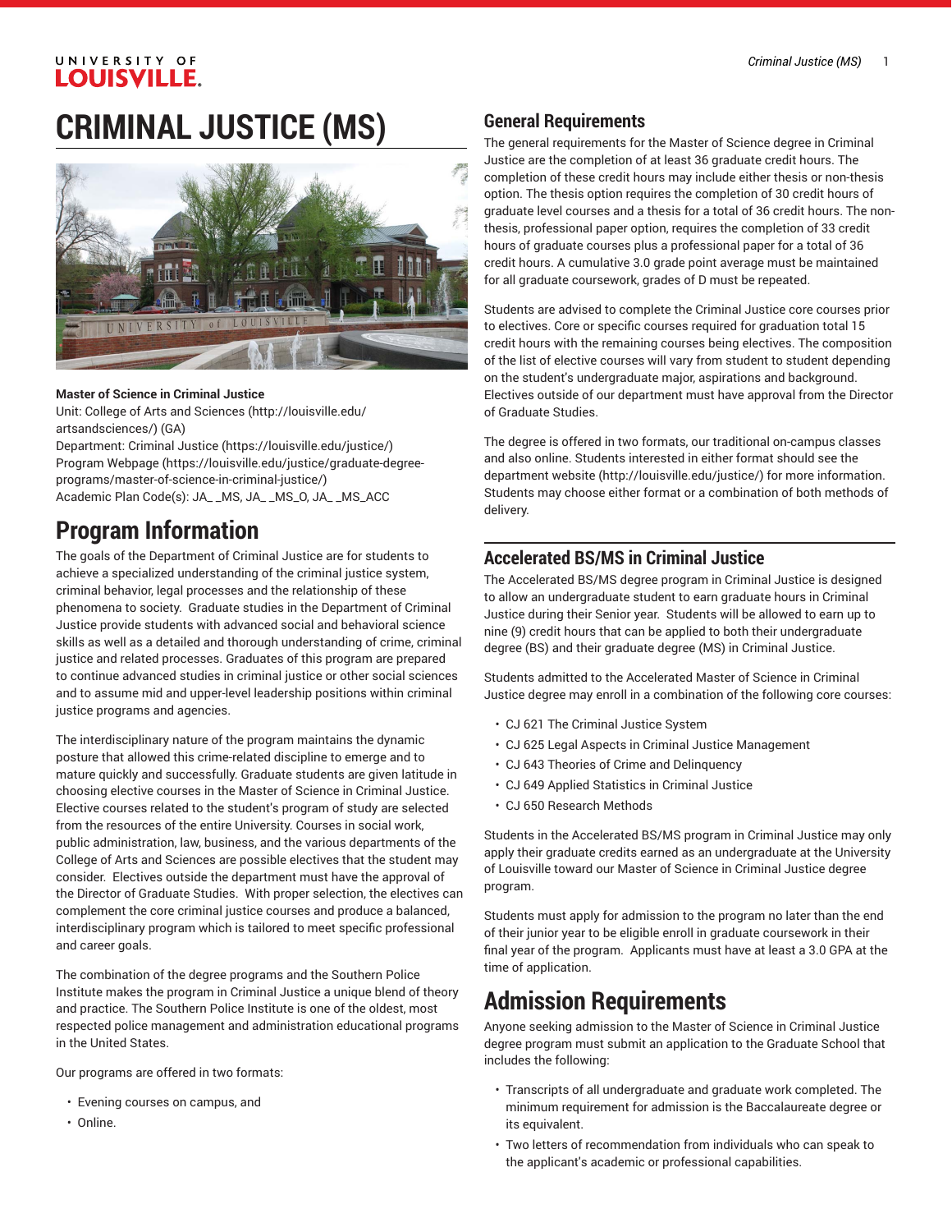# CRIMINAL JUSTICE (MS)

**Master of Science in Criminal Justice**
Unit: College of Arts and Sciences (http://louisville.edu/artsandsciences/) (GA)
Department: Criminal Justice (https://louisville.edu/justice/)
Program Webpage (https://louisville.edu/justice/graduate-degree-programs/master-of-science-in-criminal-justice/)
Academic Plan Code(s): JA_ _MS, JA_ _MS_O, JA_ _MS_ACC

## Program Information

The goals of the Department of Criminal Justice are for students to achieve a specialized understanding of the criminal justice system, criminal behavior, legal processes and the relationship of these phenomena to society. Graduate studies in the Department of Criminal Justice provide students with advanced social and behavioral science skills as well as a detailed and thorough understanding of crime, criminal justice and related processes. Graduates of this program are prepared to continue advanced studies in criminal justice or other social sciences and to assume mid and upper-level leadership positions within criminal justice programs and agencies.

The interdisciplinary nature of the program maintains the dynamic posture that allowed this crime-related discipline to emerge and to mature quickly and successfully. Graduate students are given latitude in choosing elective courses in the Master of Science in Criminal Justice. Elective courses related to the student's program of study are selected from the resources of the entire University. Courses in social work, public administration, law, business, and the various departments of the College of Arts and Sciences are possible electives that the student may consider. Electives outside the department must have the approval of the Director of Graduate Studies. With proper selection, the electives can complement the core criminal justice courses and produce a balanced, interdisciplinary program which is tailored to meet specific professional and career goals.

The combination of the degree programs and the Southern Police Institute makes the program in Criminal Justice a unique blend of theory and practice. The Southern Police Institute is one of the oldest, most respected police management and administration educational programs in the United States.

Our programs are offered in two formats:

- Evening courses on campus, and
- Online.

## General Requirements

The general requirements for the Master of Science degree in Criminal Justice are the completion of at least 36 graduate credit hours. The completion of these credit hours may include either thesis or non-thesis option. The thesis option requires the completion of 30 credit hours of graduate level courses and a thesis for a total of 36 credit hours. The non-thesis, professional paper option, requires the completion of 33 credit hours of graduate courses plus a professional paper for a total of 36 credit hours. A cumulative 3.0 grade point average must be maintained for all graduate coursework, grades of D must be repeated.

Students are advised to complete the Criminal Justice core courses prior to electives. Core or specific courses required for graduation total 15 credit hours with the remaining courses being electives. The composition of the list of elective courses will vary from student to student depending on the student's undergraduate major, aspirations and background. Electives outside of our department must have approval from the Director of Graduate Studies.

The degree is offered in two formats, our traditional on-campus classes and also online. Students interested in either format should see the department website (http://louisville.edu/justice/) for more information. Students may choose either format or a combination of both methods of delivery.

## Accelerated BS/MS in Criminal Justice

The Accelerated BS/MS degree program in Criminal Justice is designed to allow an undergraduate student to earn graduate hours in Criminal Justice during their Senior year. Students will be allowed to earn up to nine (9) credit hours that can be applied to both their undergraduate degree (BS) and their graduate degree (MS) in Criminal Justice.

Students admitted to the Accelerated Master of Science in Criminal Justice degree may enroll in a combination of the following core courses:

- CJ 621 The Criminal Justice System
- CJ 625 Legal Aspects in Criminal Justice Management
- CJ 643 Theories of Crime and Delinquency
- CJ 649 Applied Statistics in Criminal Justice
- CJ 650 Research Methods

Students in the Accelerated BS/MS program in Criminal Justice may only apply their graduate credits earned as an undergraduate at the University of Louisville toward our Master of Science in Criminal Justice degree program.

Students must apply for admission to the program no later than the end of their junior year to be eligible enroll in graduate coursework in their final year of the program. Applicants must have at least a 3.0 GPA at the time of application.

## Admission Requirements

Anyone seeking admission to the Master of Science in Criminal Justice degree program must submit an application to the Graduate School that includes the following:

- Transcripts of all undergraduate and graduate work completed. The minimum requirement for admission is the Baccalaureate degree or its equivalent.
- Two letters of recommendation from individuals who can speak to the applicant's academic or professional capabilities.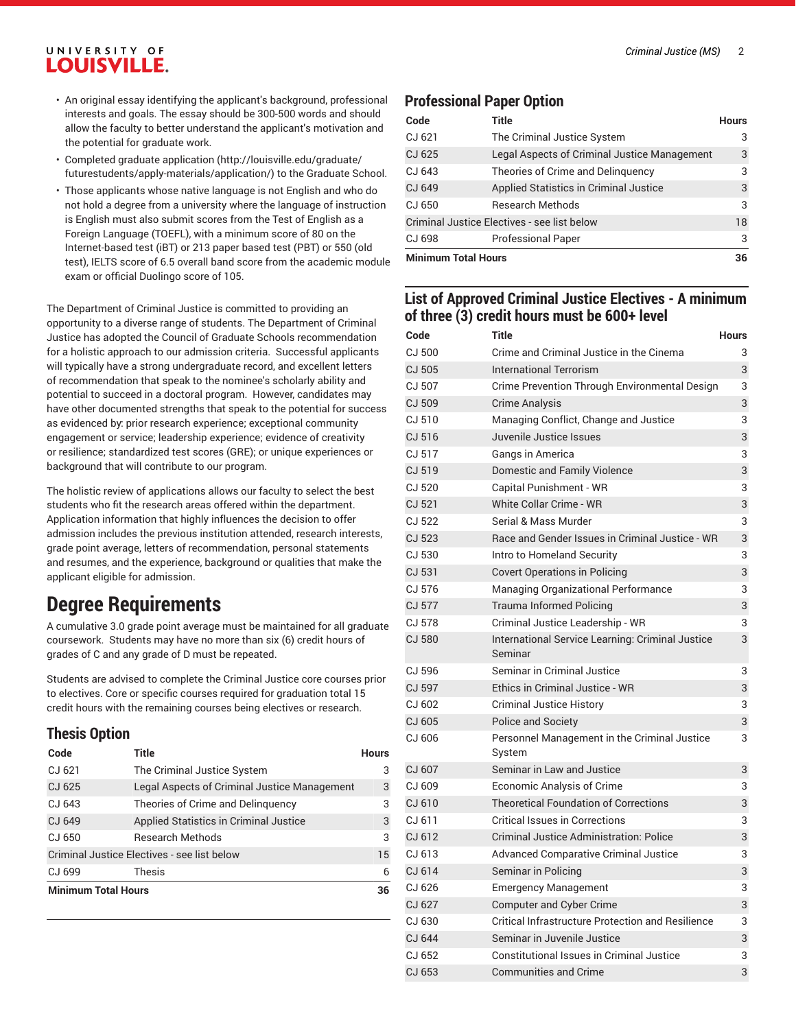- An original essay identifying the applicant's background, professional interests and goals. The essay should be 300-500 words and should allow the faculty to better understand the applicant's motivation and the potential for graduate work.
- Completed graduate application (http://louisville.edu/graduate/futurestudents/apply-materials/application/) to the Graduate School.
- Those applicants whose native language is not English and who do not hold a degree from a university where the language of instruction is English must also submit scores from the Test of English as a Foreign Language (TOEFL), with a minimum score of 80 on the Internet-based test (iBT) or 213 paper based test (PBT) or 550 (old test), IELTS score of 6.5 overall band score from the academic module exam or official Duolingo score of 105.

The Department of Criminal Justice is committed to providing an opportunity to a diverse range of students. The Department of Criminal Justice has adopted the Council of Graduate Schools recommendation for a holistic approach to our admission criteria. Successful applicants will typically have a strong undergraduate record, and excellent letters of recommendation that speak to the nominee's scholarly ability and potential to succeed in a doctoral program. However, candidates may have other documented strengths that speak to the potential for success as evidenced by: prior research experience; exceptional community engagement or service; leadership experience; evidence of creativity or resilience; standardized test scores (GRE); or unique experiences or background that will contribute to our program.

The holistic review of applications allows our faculty to select the best students who fit the research areas offered within the department. Application information that highly influences the decision to offer admission includes the previous institution attended, research interests, grade point average, letters of recommendation, personal statements and resumes, and the experience, background or qualities that make the applicant eligible for admission.

# Degree Requirements

A cumulative 3.0 grade point average must be maintained for all graduate coursework. Students may have no more than six (6) credit hours of grades of C and any grade of D must be repeated.

Students are advised to complete the Criminal Justice core courses prior to electives. Core or specific courses required for graduation total 15 credit hours with the remaining courses being electives or research.

## Thesis Option

| Code | Title | Hours |
|---|---|---|
| CJ 621 | The Criminal Justice System | 3 |
| CJ 625 | Legal Aspects of Criminal Justice Management | 3 |
| CJ 643 | Theories of Crime and Delinquency | 3 |
| CJ 649 | Applied Statistics in Criminal Justice | 3 |
| CJ 650 | Research Methods | 3 |
| Criminal Justice Electives - see list below | | 15 |
| CJ 699 | Thesis | 6 |
| **Minimum Total Hours** | | **36** |

## Professional Paper Option

| Code | Title | Hours |
|---|---|---|
| CJ 621 | The Criminal Justice System | 3 |
| CJ 625 | Legal Aspects of Criminal Justice Management | 3 |
| CJ 643 | Theories of Crime and Delinquency | 3 |
| CJ 649 | Applied Statistics in Criminal Justice | 3 |
| CJ 650 | Research Methods | 3 |
| Criminal Justice Electives - see list below | | 18 |
| CJ 698 | Professional Paper | 3 |
| **Minimum Total Hours** | | **36** |

## List of Approved Criminal Justice Electives - A minimum of three (3) credit hours must be 600+ level

| Code | Title | Hours |
|---|---|---|
| CJ 500 | Crime and Criminal Justice in the Cinema | 3 |
| CJ 505 | International Terrorism | 3 |
| CJ 507 | Crime Prevention Through Environmental Design | 3 |
| CJ 509 | Crime Analysis | 3 |
| CJ 510 | Managing Conflict, Change and Justice | 3 |
| CJ 516 | Juvenile Justice Issues | 3 |
| CJ 517 | Gangs in America | 3 |
| CJ 519 | Domestic and Family Violence | 3 |
| CJ 520 | Capital Punishment - WR | 3 |
| CJ 521 | White Collar Crime - WR | 3 |
| CJ 522 | Serial & Mass Murder | 3 |
| CJ 523 | Race and Gender Issues in Criminal Justice - WR | 3 |
| CJ 530 | Intro to Homeland Security | 3 |
| CJ 531 | Covert Operations in Policing | 3 |
| CJ 576 | Managing Organizational Performance | 3 |
| CJ 577 | Trauma Informed Policing | 3 |
| CJ 578 | Criminal Justice Leadership - WR | 3 |
| CJ 580 | International Service Learning: Criminal Justice Seminar | 3 |
| CJ 596 | Seminar in Criminal Justice | 3 |
| CJ 597 | Ethics in Criminal Justice - WR | 3 |
| CJ 602 | Criminal Justice History | 3 |
| CJ 605 | Police and Society | 3 |
| CJ 606 | Personnel Management in the Criminal Justice System | 3 |
| CJ 607 | Seminar in Law and Justice | 3 |
| CJ 609 | Economic Analysis of Crime | 3 |
| CJ 610 | Theoretical Foundation of Corrections | 3 |
| CJ 611 | Critical Issues in Corrections | 3 |
| CJ 612 | Criminal Justice Administration: Police | 3 |
| CJ 613 | Advanced Comparative Criminal Justice | 3 |
| CJ 614 | Seminar in Policing | 3 |
| CJ 626 | Emergency Management | 3 |
| CJ 627 | Computer and Cyber Crime | 3 |
| CJ 630 | Critical Infrastructure Protection and Resilience | 3 |
| CJ 644 | Seminar in Juvenile Justice | 3 |
| CJ 652 | Constitutional Issues in Criminal Justice | 3 |
| CJ 653 | Communities and Crime | 3 |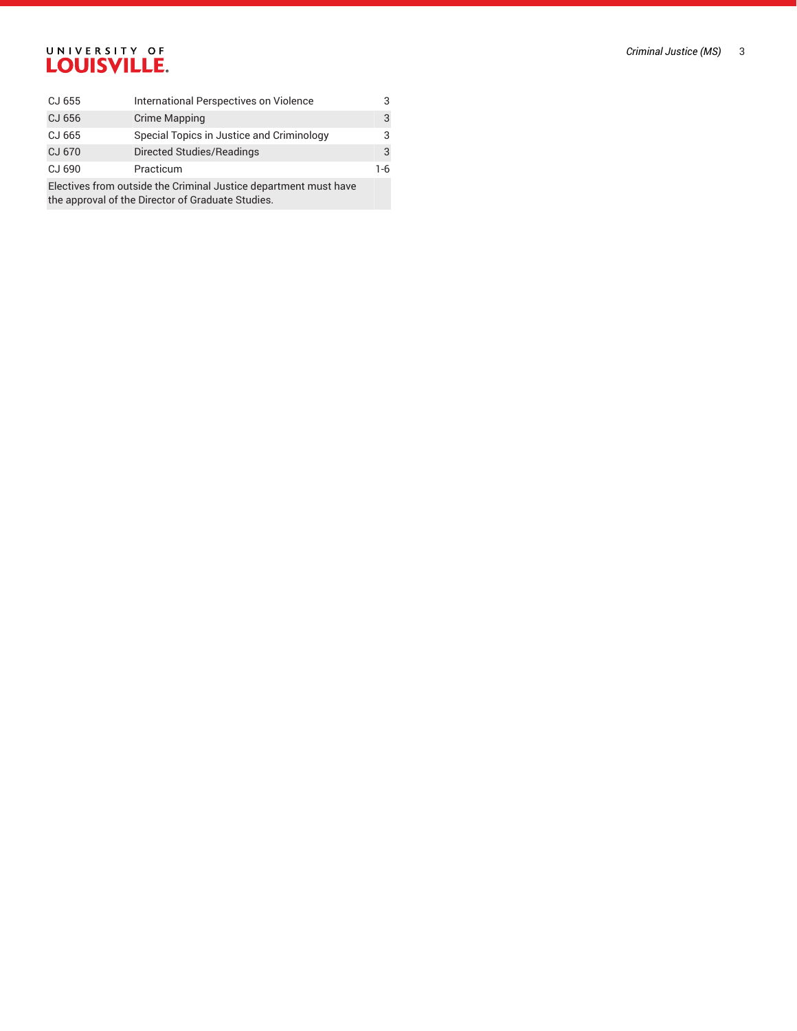| | | |
|---|---|---|
| CJ 655 | International Perspectives on Violence | 3 |
| CJ 656 | Crime Mapping | 3 |
| CJ 665 | Special Topics in Justice and Criminology | 3 |
| CJ 670 | Directed Studies/Readings | 3 |
| CJ 690 | Practicum | 1-6 |
| Electives from outside the Criminal Justice department must have the approval of the Director of Graduate Studies. | | |